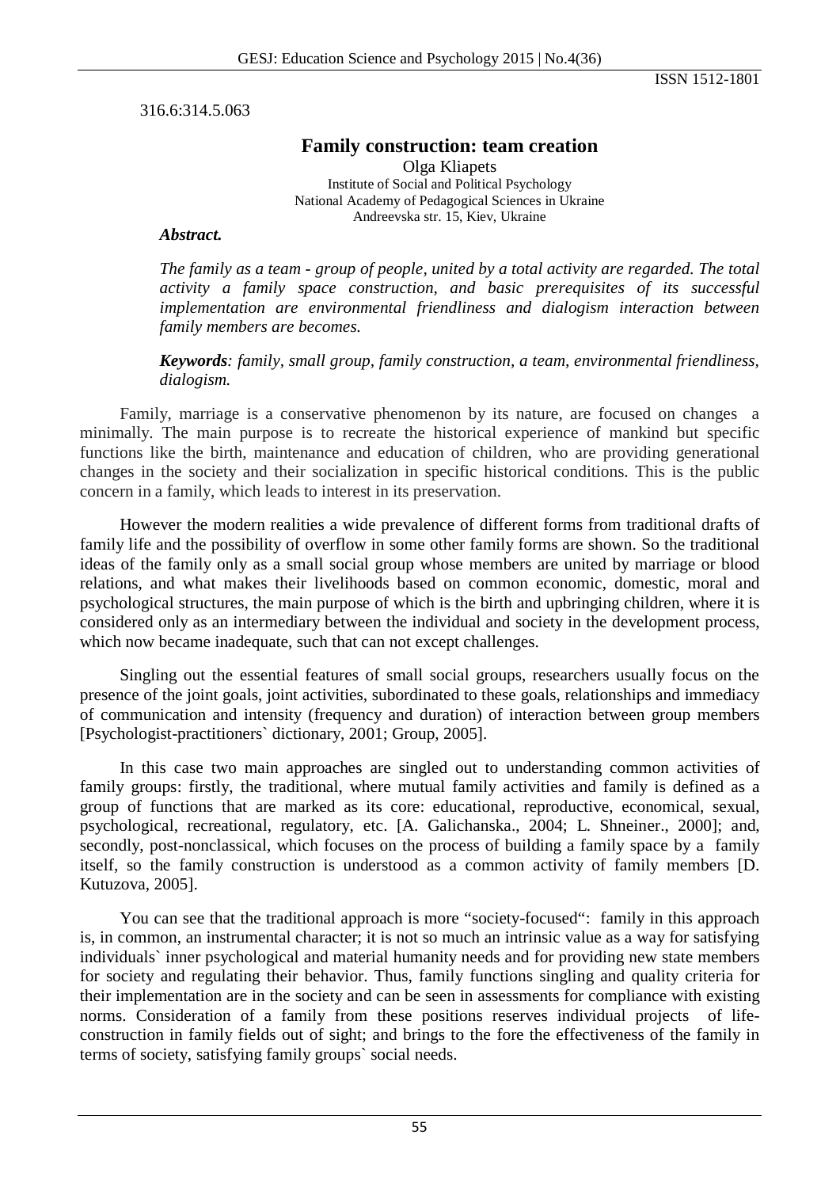316.6:314.5.063

# Family construction: team creation

Olga Kliapets
Institute of Social and Political Psychology
National Academy of Pedagogical Sciences in Ukraine
Andreevska str. 15, Kiev, Ukraine

***Abstract.***

*The family as a team - group of people, united by a total activity are regarded. The total activity a family space construction, and basic prerequisites of its successful implementation are environmental friendliness and dialogism interaction between family members are becomes.*

***Keywords**: family, small group, family construction, a team, environmental friendliness, dialogism.*

Family, marriage is a conservative phenomenon by its nature, are focused on changes a minimally. The main purpose is to recreate the historical experience of mankind but specific functions like the birth, maintenance and education of children, who are providing generational changes in the society and their socialization in specific historical conditions. This is the public concern in a family, which leads to interest in its preservation.

However the modern realities a wide prevalence of different forms from traditional drafts of family life and the possibility of overflow in some other family forms are shown. So the traditional ideas of the family only as a small social group whose members are united by marriage or blood relations, and what makes their livelihoods based on common economic, domestic, moral and psychological structures, the main purpose of which is the birth and upbringing children, where it is considered only as an intermediary between the individual and society in the development process, which now became inadequate, such that can not except challenges.

Singling out the essential features of small social groups, researchers usually focus on the presence of the joint goals, joint activities, subordinated to these goals, relationships and immediacy of communication and intensity (frequency and duration) of interaction between group members [Psychologist-practitioners` dictionary, 2001; Group, 2005].

In this case two main approaches are singled out to understanding common activities of family groups: firstly, the traditional, where mutual family activities and family is defined as a group of functions that are marked as its core: educational, reproductive, economical, sexual, psychological, recreational, regulatory, etc. [A. Galichanska., 2004; L. Shneiner., 2000]; and, secondly, post-nonclassical, which focuses on the process of building a family space by a family itself, so the family construction is understood as a common activity of family members [D. Kutuzova, 2005].

You can see that the traditional approach is more "society-focused": family in this approach is, in common, an instrumental character; it is not so much an intrinsic value as a way for satisfying individuals` inner psychological and material humanity needs and for providing new state members for society and regulating their behavior. Thus, family functions singling and quality criteria for their implementation are in the society and can be seen in assessments for compliance with existing norms. Consideration of a family from these positions reserves individual projects of life-construction in family fields out of sight; and brings to the fore the effectiveness of the family in terms of society, satisfying family groups` social needs.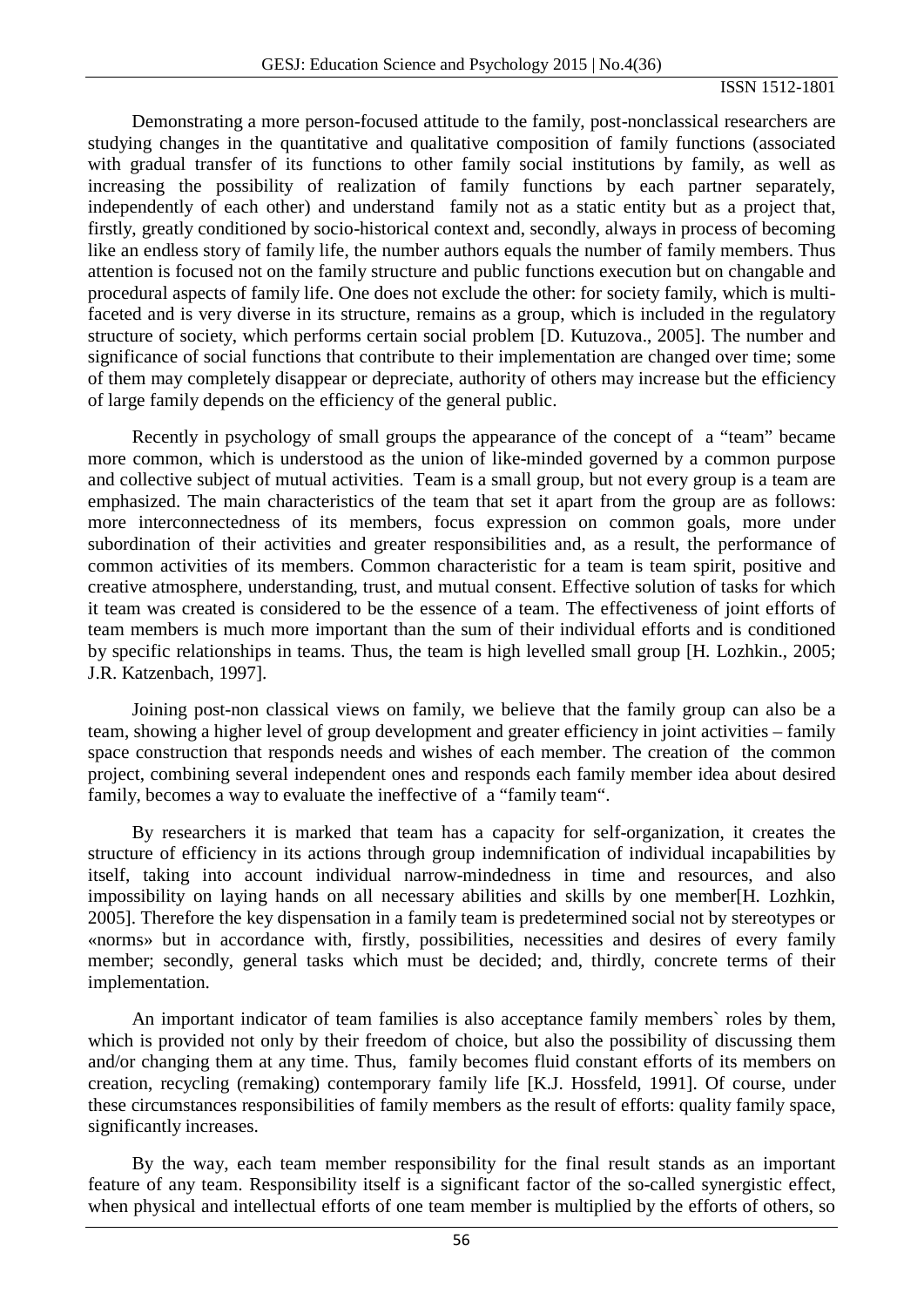Demonstrating a more person-focused attitude to the family, post-nonclassical researchers are studying changes in the quantitative and qualitative composition of family functions (associated with gradual transfer of its functions to other family social institutions by family, as well as increasing the possibility of realization of family functions by each partner separately, independently of each other) and understand family not as a static entity but as a project that, firstly, greatly conditioned by socio-historical context and, secondly, always in process of becoming like an endless story of family life, the number authors equals the number of family members. Thus attention is focused not on the family structure and public functions execution but on changable and procedural aspects of family life. One does not exclude the other: for society family, which is multi-faceted and is very diverse in its structure, remains as a group, which is included in the regulatory structure of society, which performs certain social problem [D. Kutuzova., 2005]. The number and significance of social functions that contribute to their implementation are changed over time; some of them may completely disappear or depreciate, authority of others may increase but the efficiency of large family depends on the efficiency of the general public.

Recently in psychology of small groups the appearance of the concept of a "team" became more common, which is understood as the union of like-minded governed by a common purpose and collective subject of mutual activities. Team is a small group, but not every group is a team are emphasized. The main characteristics of the team that set it apart from the group are as follows: more interconnectedness of its members, focus expression on common goals, more under subordination of their activities and greater responsibilities and, as a result, the performance of common activities of its members. Common characteristic for a team is team spirit, positive and creative atmosphere, understanding, trust, and mutual consent. Effective solution of tasks for which it team was created is considered to be the essence of a team. The effectiveness of joint efforts of team members is much more important than the sum of their individual efforts and is conditioned by specific relationships in teams. Thus, the team is high levelled small group [H. Lozhkin., 2005; J.R. Katzenbach, 1997].

Joining post-non classical views on family, we believe that the family group can also be a team, showing a higher level of group development and greater efficiency in joint activities – family space construction that responds needs and wishes of each member. The creation of the common project, combining several independent ones and responds each family member idea about desired family, becomes a way to evaluate the ineffective of a "family team".

By researchers it is marked that team has a capacity for self-organization, it creates the structure of efficiency in its actions through group indemnification of individual incapabilities by itself, taking into account individual narrow-mindedness in time and resources, and also impossibility on laying hands on all necessary abilities and skills by one member[H. Lozhkin, 2005]. Therefore the key dispensation in a family team is predetermined social not by stereotypes or «norms» but in accordance with, firstly, possibilities, necessities and desires of every family member; secondly, general tasks which must be decided; and, thirdly, concrete terms of their implementation.

An important indicator of team families is also acceptance family members` roles by them, which is provided not only by their freedom of choice, but also the possibility of discussing them and/or changing them at any time. Thus, family becomes fluid constant efforts of its members on creation, recycling (remaking) contemporary family life [K.J. Hossfeld, 1991]. Of course, under these circumstances responsibilities of family members as the result of efforts: quality family space, significantly increases.

By the way, each team member responsibility for the final result stands as an important feature of any team. Responsibility itself is a significant factor of the so-called synergistic effect, when physical and intellectual efforts of one team member is multiplied by the efforts of others, so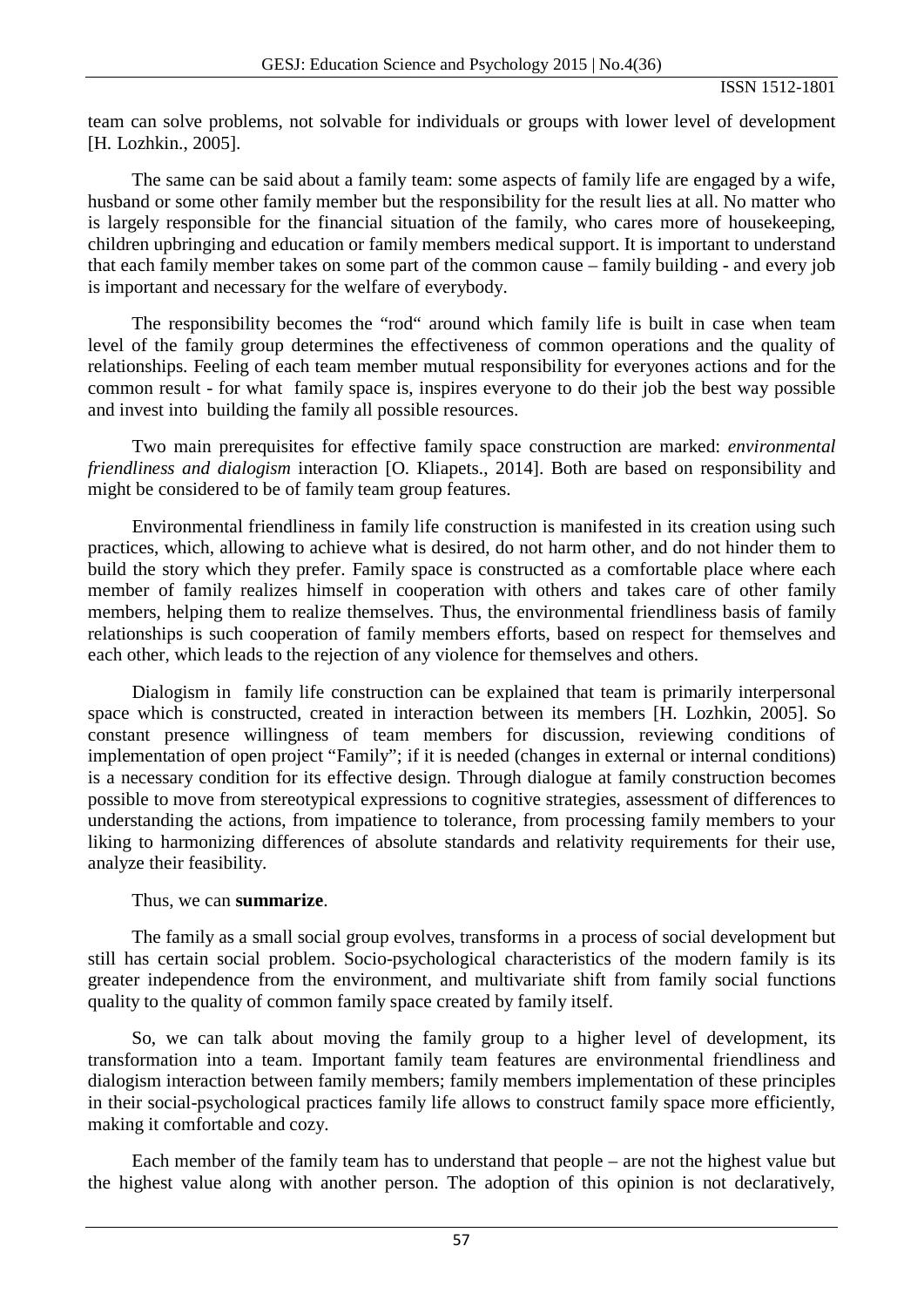team can solve problems, not solvable for individuals or groups with lower level of development [H. Lozhkin., 2005].

The same can be said about a family team: some aspects of family life are engaged by a wife, husband or some other family member but the responsibility for the result lies at all. No matter who is largely responsible for the financial situation of the family, who cares more of housekeeping, children upbringing and education or family members medical support. It is important to understand that each family member takes on some part of the common cause – family building - and every job is important and necessary for the welfare of everybody.

The responsibility becomes the "rod" around which family life is built in case when team level of the family group determines the effectiveness of common operations and the quality of relationships. Feeling of each team member mutual responsibility for everyones actions and for the common result - for what family space is, inspires everyone to do their job the best way possible and invest into building the family all possible resources.

Two main prerequisites for effective family space construction are marked: *environmental friendliness and dialogism* interaction [O. Kliapets., 2014]. Both are based on responsibility and might be considered to be of family team group features.

Environmental friendliness in family life construction is manifested in its creation using such practices, which, allowing to achieve what is desired, do not harm other, and do not hinder them to build the story which they prefer. Family space is constructed as a comfortable place where each member of family realizes himself in cooperation with others and takes care of other family members, helping them to realize themselves. Thus, the environmental friendliness basis of family relationships is such cooperation of family members efforts, based on respect for themselves and each other, which leads to the rejection of any violence for themselves and others.

Dialogism in family life construction can be explained that team is primarily interpersonal space which is constructed, created in interaction between its members [H. Lozhkin, 2005]. So constant presence willingness of team members for discussion, reviewing conditions of implementation of open project "Family"; if it is needed (changes in external or internal conditions) is a necessary condition for its effective design. Through dialogue at family construction becomes possible to move from stereotypical expressions to cognitive strategies, assessment of differences to understanding the actions, from impatience to tolerance, from processing family members to your liking to harmonizing differences of absolute standards and relativity requirements for their use, analyze their feasibility.

Thus, we can **summarize**.

The family as a small social group evolves, transforms in a process of social development but still has certain social problem. Socio-psychological characteristics of the modern family is its greater independence from the environment, and multivariate shift from family social functions quality to the quality of common family space created by family itself.

So, we can talk about moving the family group to a higher level of development, its transformation into a team. Important family team features are environmental friendliness and dialogism interaction between family members; family members implementation of these principles in their social-psychological practices family life allows to construct family space more efficiently, making it comfortable and cozy.

Each member of the family team has to understand that people – are not the highest value but the highest value along with another person. The adoption of this opinion is not declaratively,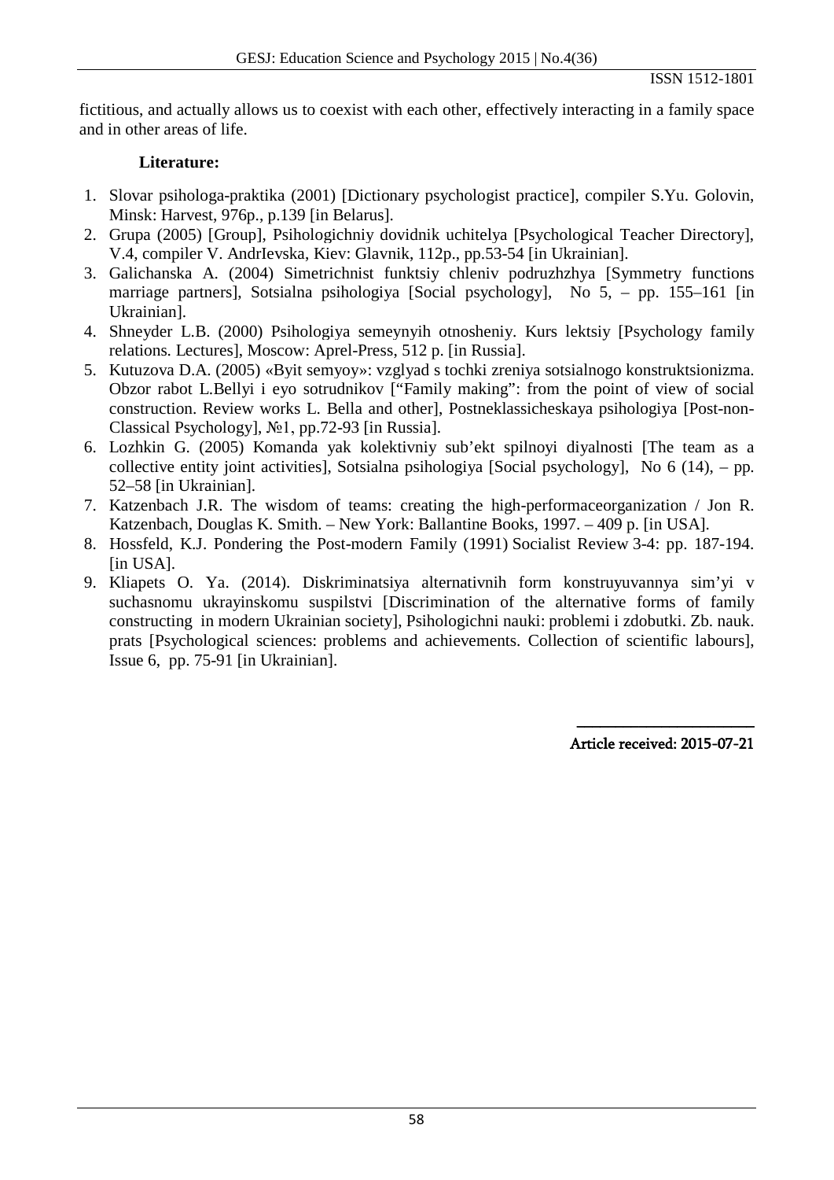fictitious, and actually allows us to coexist with each other, effectively interacting in a family space and in other areas of life.

**Literature:**

1. Slovar psihologa-praktika (2001) [Dictionary psychologist practice], compiler S.Yu. Golovin, Minsk: Harvest, 976p., p.139 [in Belarus].
2. Grupa (2005) [Group], Psihologichniy dovidnik uchitelya [Psychological Teacher Directory], V.4, compiler V. AndrIevska, Kiev: Glavnik, 112p., pp.53-54 [in Ukrainian].
3. Galichanska A. (2004) Simetrichnist funktsiy chleniv podruzhzhya [Symmetry functions marriage partners], Sotsialna psihologiya [Social psychology], No 5, – pp. 155–161 [in Ukrainian].
4. Shneyder L.B. (2000) Psihologiya semeynyih otnosheniy. Kurs lektsiy [Psychology family relations. Lectures], Moscow: Aprel-Press, 512 p. [in Russia].
5. Kutuzova D.A. (2005) «Byit semyoy»: vzglyad s tochki zreniya sotsialnogo konstruktsionizma. Obzor rabot L.Bellyi i eyo sotrudnikov ["Family making": from the point of view of social construction. Review works L. Bella and other], Postneklassicheskaya psihologiya [Post-non-Classical Psychology], №1, pp.72-93 [in Russia].
6. Lozhkin G. (2005) Komanda yak kolektivniy sub'ekt spilnoyi diyalnosti [The team as a collective entity joint activities], Sotsialna psihologiya [Social psychology], No 6 (14), – pp. 52–58 [in Ukrainian].
7. Katzenbach J.R. The wisdom of teams: creating the high-performaceorganization / Jon R. Katzenbach, Douglas K. Smith. – New York: Ballantine Books, 1997. – 409 p. [in USA].
8. Hossfeld, K.J. Pondering the Post-modern Family (1991) Socialist Review 3-4: pp. 187-194. [in USA].
9. Kliapets O. Ya. (2014). Diskriminatsiya alternativnih form konstruyuvannya sim'yi v suchasnomu ukrayinskomu suspilstvi [Discrimination of the alternative forms of family constructing in modern Ukrainian society], Psihologichni nauki: problemi i zdobutki. Zb. nauk. prats [Psychological sciences: problems and achievements. Collection of scientific labours], Issue 6, pp. 75-91 [in Ukrainian].

---

**Article received: 2015-07-21**